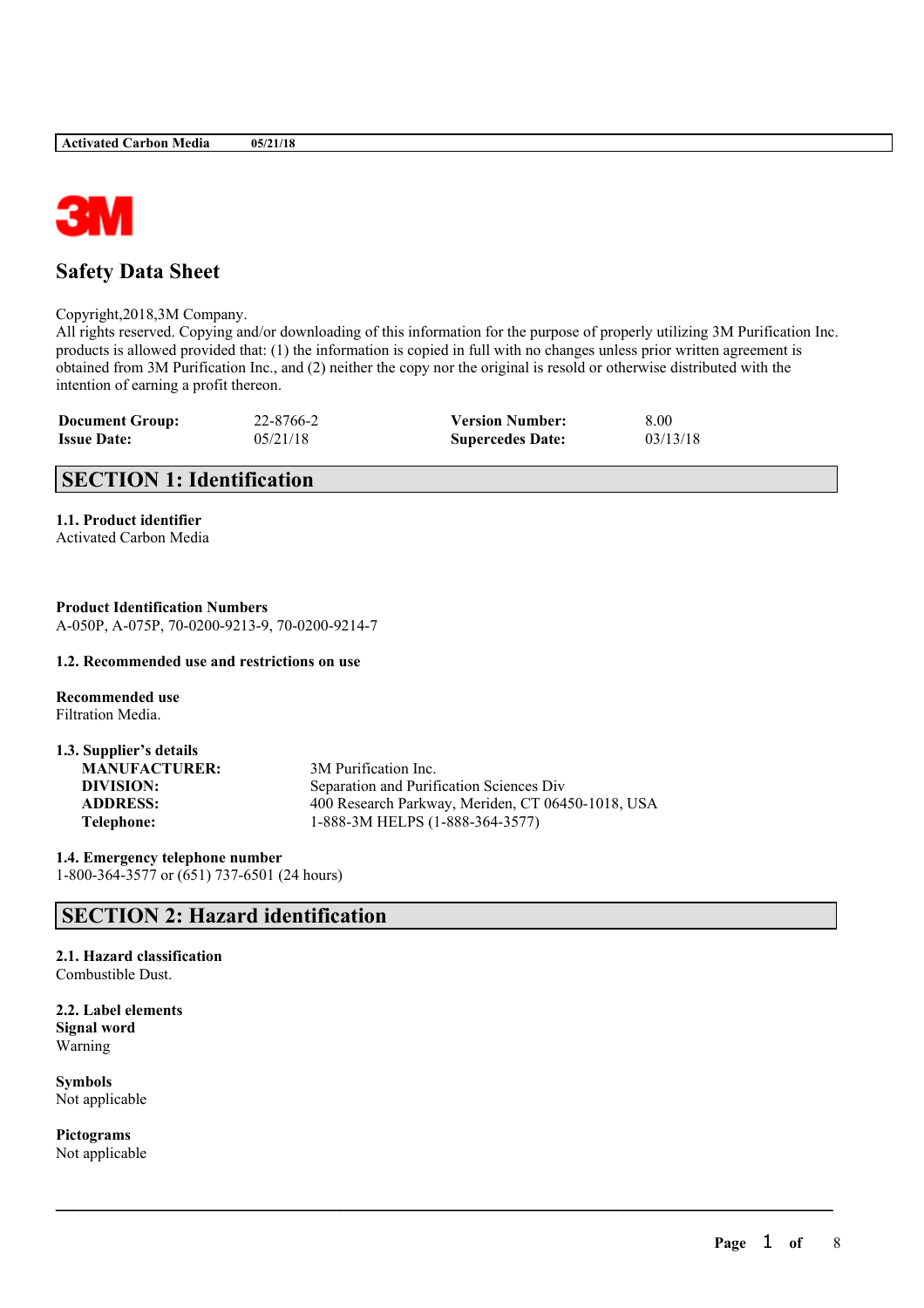# Safety Data Sheet

Copyright,2018,3M Company.
All rights reserved. Copying and/or downloading of this information for the purpose of properly utilizing 3M Purification Inc. products is allowed provided that: (1) the information is copied in full with no changes unless prior written agreement is obtained from 3M Purification Inc., and (2) neither the copy nor the original is resold or otherwise distributed with the intention of earning a profit thereon.

| | | | |
|---|---|---|---|
| **Document Group:** | 22-8766-2 | **Version Number:** | 8.00 |
| **Issue Date:** | 05/21/18 | **Supercedes Date:** | 03/13/18 |

## SECTION 1: Identification

### 1.1. Product identifier

Activated Carbon Media

**Product Identification Numbers**
A-050P, A-075P, 70-0200-9213-9, 70-0200-9214-7

### 1.2. Recommended use and restrictions on use

**Recommended use**
Filtration Media.

### 1.3. Supplier's details

| | |
|---|---|
| **MANUFACTURER:** | 3M Purification Inc. |
| **DIVISION:** | Separation and Purification Sciences Div |
| **ADDRESS:** | 400 Research Parkway, Meriden, CT 06450-1018, USA |
| **Telephone:** | 1-888-3M HELPS (1-888-364-3577) |

### 1.4. Emergency telephone number

1-800-364-3577 or (651) 737-6501 (24 hours)

## SECTION 2: Hazard identification

### 2.1. Hazard classification

Combustible Dust.

### 2.2. Label elements

**Signal word**
Warning

**Symbols**
Not applicable

**Pictograms**
Not applicable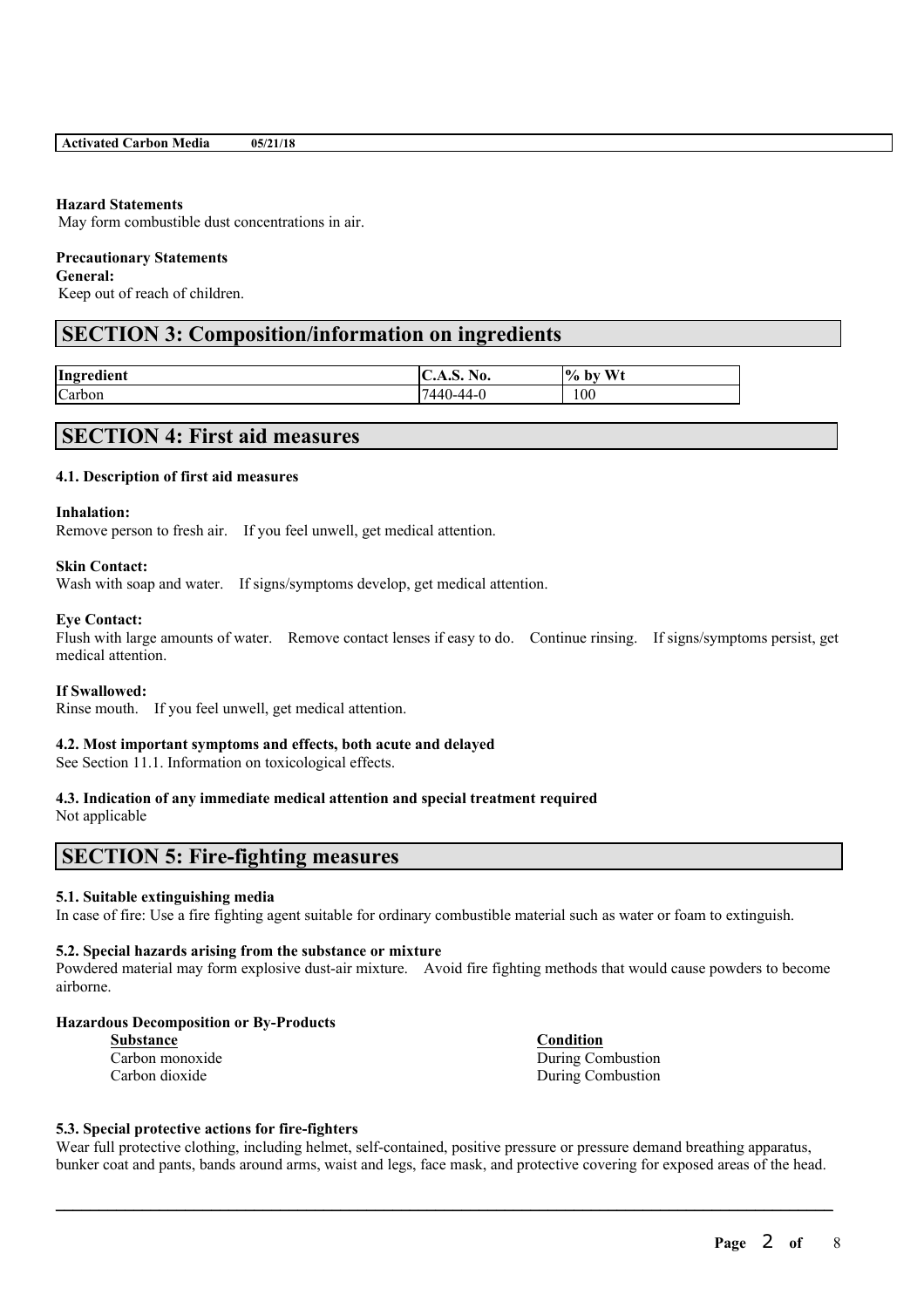**Hazard Statements**

May form combustible dust concentrations in air.

**Precautionary Statements**

**General:**

Keep out of reach of children.

## SECTION 3: Composition/information on ingredients

| Ingredient | C.A.S. No. | % by Wt |
|---|---|---|
| Carbon | 7440-44-0 | 100 |

## SECTION 4: First aid measures

### 4.1. Description of first aid measures

**Inhalation:**

Remove person to fresh air. If you feel unwell, get medical attention.

**Skin Contact:**

Wash with soap and water. If signs/symptoms develop, get medical attention.

**Eye Contact:**

Flush with large amounts of water. Remove contact lenses if easy to do. Continue rinsing. If signs/symptoms persist, get medical attention.

**If Swallowed:**

Rinse mouth. If you feel unwell, get medical attention.

### 4.2. Most important symptoms and effects, both acute and delayed

See Section 11.1. Information on toxicological effects.

### 4.3. Indication of any immediate medical attention and special treatment required

Not applicable

## SECTION 5: Fire-fighting measures

### 5.1. Suitable extinguishing media

In case of fire: Use a fire fighting agent suitable for ordinary combustible material such as water or foam to extinguish.

### 5.2. Special hazards arising from the substance or mixture

Powdered material may form explosive dust-air mixture. Avoid fire fighting methods that would cause powders to become airborne.

**Hazardous Decomposition or By-Products**

| Substance | Condition |
|---|---|
| Carbon monoxide | During Combustion |
| Carbon dioxide | During Combustion |

### 5.3. Special protective actions for fire-fighters

Wear full protective clothing, including helmet, self-contained, positive pressure or pressure demand breathing apparatus, bunker coat and pants, bands around arms, waist and legs, face mask, and protective covering for exposed areas of the head.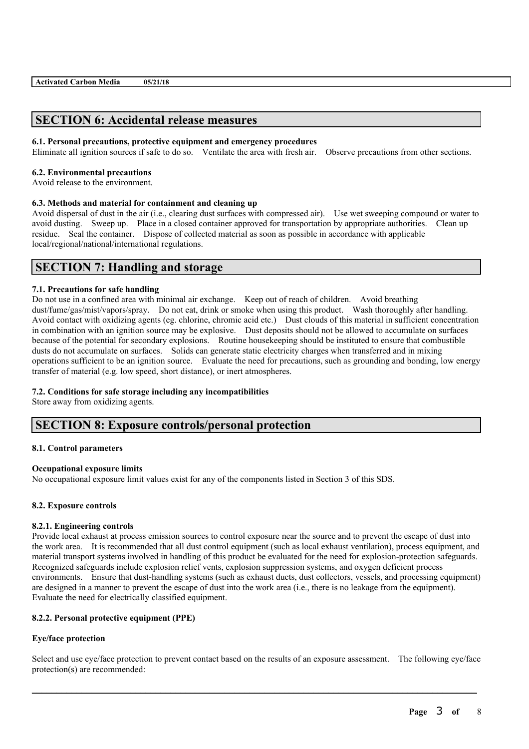## SECTION 6: Accidental release measures

**6.1. Personal precautions, protective equipment and emergency procedures**

Eliminate all ignition sources if safe to do so. Ventilate the area with fresh air. Observe precautions from other sections.

**6.2. Environmental precautions**

Avoid release to the environment.

**6.3. Methods and material for containment and cleaning up**

Avoid dispersal of dust in the air (i.e., clearing dust surfaces with compressed air). Use wet sweeping compound or water to avoid dusting. Sweep up. Place in a closed container approved for transportation by appropriate authorities. Clean up residue. Seal the container. Dispose of collected material as soon as possible in accordance with applicable local/regional/national/international regulations.

## SECTION 7: Handling and storage

**7.1. Precautions for safe handling**

Do not use in a confined area with minimal air exchange. Keep out of reach of children. Avoid breathing dust/fume/gas/mist/vapors/spray. Do not eat, drink or smoke when using this product. Wash thoroughly after handling. Avoid contact with oxidizing agents (eg. chlorine, chromic acid etc.) Dust clouds of this material in sufficient concentration in combination with an ignition source may be explosive. Dust deposits should not be allowed to accumulate on surfaces because of the potential for secondary explosions. Routine housekeeping should be instituted to ensure that combustible dusts do not accumulate on surfaces. Solids can generate static electricity charges when transferred and in mixing operations sufficient to be an ignition source. Evaluate the need for precautions, such as grounding and bonding, low energy transfer of material (e.g. low speed, short distance), or inert atmospheres.

**7.2. Conditions for safe storage including any incompatibilities**

Store away from oxidizing agents.

## SECTION 8: Exposure controls/personal protection

**8.1. Control parameters**

**Occupational exposure limits**

No occupational exposure limit values exist for any of the components listed in Section 3 of this SDS.

**8.2. Exposure controls**

**8.2.1. Engineering controls**

Provide local exhaust at process emission sources to control exposure near the source and to prevent the escape of dust into the work area. It is recommended that all dust control equipment (such as local exhaust ventilation), process equipment, and material transport systems involved in handling of this product be evaluated for the need for explosion-protection safeguards. Recognized safeguards include explosion relief vents, explosion suppression systems, and oxygen deficient process environments. Ensure that dust-handling systems (such as exhaust ducts, dust collectors, vessels, and processing equipment) are designed in a manner to prevent the escape of dust into the work area (i.e., there is no leakage from the equipment). Evaluate the need for electrically classified equipment.

**8.2.2. Personal protective equipment (PPE)**

**Eye/face protection**

Select and use eye/face protection to prevent contact based on the results of an exposure assessment. The following eye/face protection(s) are recommended: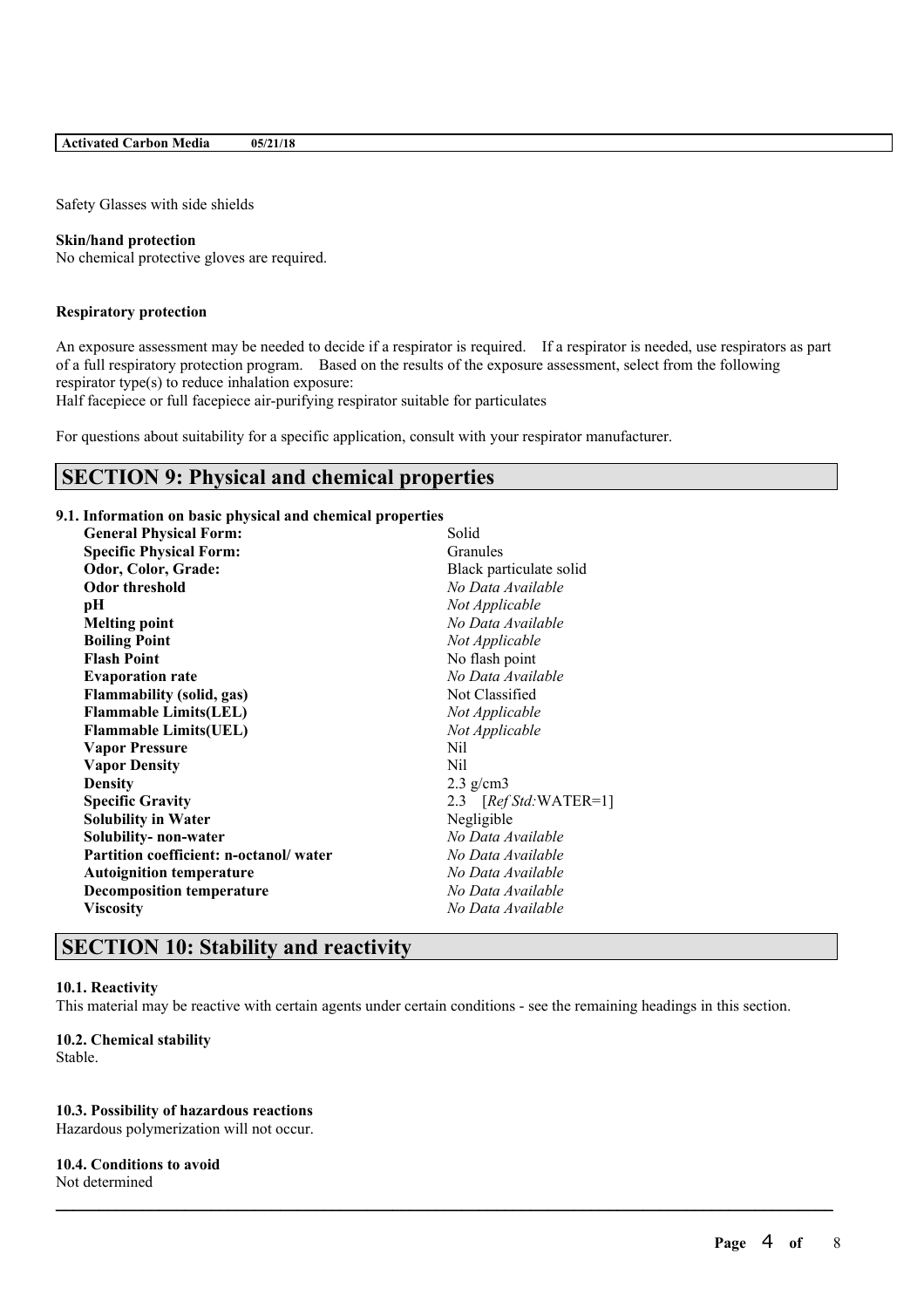Safety Glasses with side shields

**Skin/hand protection**
No chemical protective gloves are required.

**Respiratory protection**

An exposure assessment may be needed to decide if a respirator is required. If a respirator is needed, use respirators as part of a full respiratory protection program. Based on the results of the exposure assessment, select from the following respirator type(s) to reduce inhalation exposure:
Half facepiece or full facepiece air-purifying respirator suitable for particulates

For questions about suitability for a specific application, consult with your respirator manufacturer.

## SECTION 9: Physical and chemical properties

**9.1. Information on basic physical and chemical properties**

| Property | Value |
|---|---|
| **General Physical Form:** | Solid |
| **Specific Physical Form:** | Granules |
| **Odor, Color, Grade:** | Black particulate solid |
| **Odor threshold** | *No Data Available* |
| **pH** | *Not Applicable* |
| **Melting point** | *No Data Available* |
| **Boiling Point** | *Not Applicable* |
| **Flash Point** | No flash point |
| **Evaporation rate** | *No Data Available* |
| **Flammability (solid, gas)** | Not Classified |
| **Flammable Limits(LEL)** | *Not Applicable* |
| **Flammable Limits(UEL)** | *Not Applicable* |
| **Vapor Pressure** | Nil |
| **Vapor Density** | Nil |
| **Density** | 2.3 g/cm3 |
| **Specific Gravity** | 2.3 [*Ref Std:*WATER=1] |
| **Solubility in Water** | Negligible |
| **Solubility- non-water** | *No Data Available* |
| **Partition coefficient: n-octanol/ water** | *No Data Available* |
| **Autoignition temperature** | *No Data Available* |
| **Decomposition temperature** | *No Data Available* |
| **Viscosity** | *No Data Available* |

## SECTION 10: Stability and reactivity

**10.1. Reactivity**
This material may be reactive with certain agents under certain conditions - see the remaining headings in this section.

**10.2. Chemical stability**
Stable.

**10.3. Possibility of hazardous reactions**
Hazardous polymerization will not occur.

**10.4. Conditions to avoid**
Not determined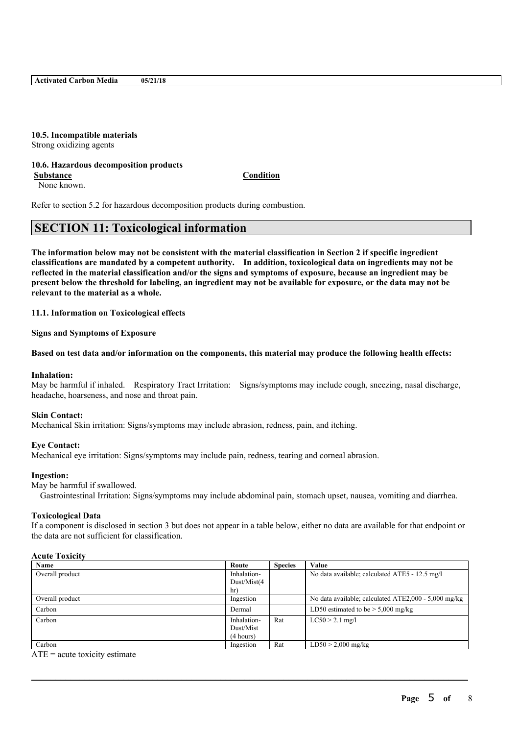#### 10.5. Incompatible materials

Strong oxidizing agents

#### 10.6. Hazardous decomposition products

| Substance | Condition |
| --- | --- |
| None known. | |

Refer to section 5.2 for hazardous decomposition products during combustion.

## SECTION 11: Toxicological information

**The information below may not be consistent with the material classification in Section 2 if specific ingredient classifications are mandated by a competent authority. In addition, toxicological data on ingredients may not be reflected in the material classification and/or the signs and symptoms of exposure, because an ingredient may be present below the threshold for labeling, an ingredient may not be available for exposure, or the data may not be relevant to the material as a whole.**

#### 11.1. Information on Toxicological effects

**Signs and Symptoms of Exposure**

**Based on test data and/or information on the components, this material may produce the following health effects:**

**Inhalation:**

May be harmful if inhaled. Respiratory Tract Irritation: Signs/symptoms may include cough, sneezing, nasal discharge, headache, hoarseness, and nose and throat pain.

**Skin Contact:**

Mechanical Skin irritation: Signs/symptoms may include abrasion, redness, pain, and itching.

**Eye Contact:**

Mechanical eye irritation: Signs/symptoms may include pain, redness, tearing and corneal abrasion.

**Ingestion:**

May be harmful if swallowed.

Gastrointestinal Irritation: Signs/symptoms may include abdominal pain, stomach upset, nausea, vomiting and diarrhea.

**Toxicological Data**

If a component is disclosed in section 3 but does not appear in a table below, either no data are available for that endpoint or the data are not sufficient for classification.

**Acute Toxicity**

| Name | Route | Species | Value |
| --- | --- | --- | --- |
| Overall product | Inhalation-Dust/Mist(4 hr) | | No data available; calculated ATE5 - 12.5 mg/l |
| Overall product | Ingestion | | No data available; calculated ATE2,000 - 5,000 mg/kg |
| Carbon | Dermal | | LD50 estimated to be > 5,000 mg/kg |
| Carbon | Inhalation-Dust/Mist (4 hours) | Rat | LC50 > 2.1 mg/l |
| Carbon | Ingestion | Rat | LD50 > 2,000 mg/kg |

ATE = acute toxicity estimate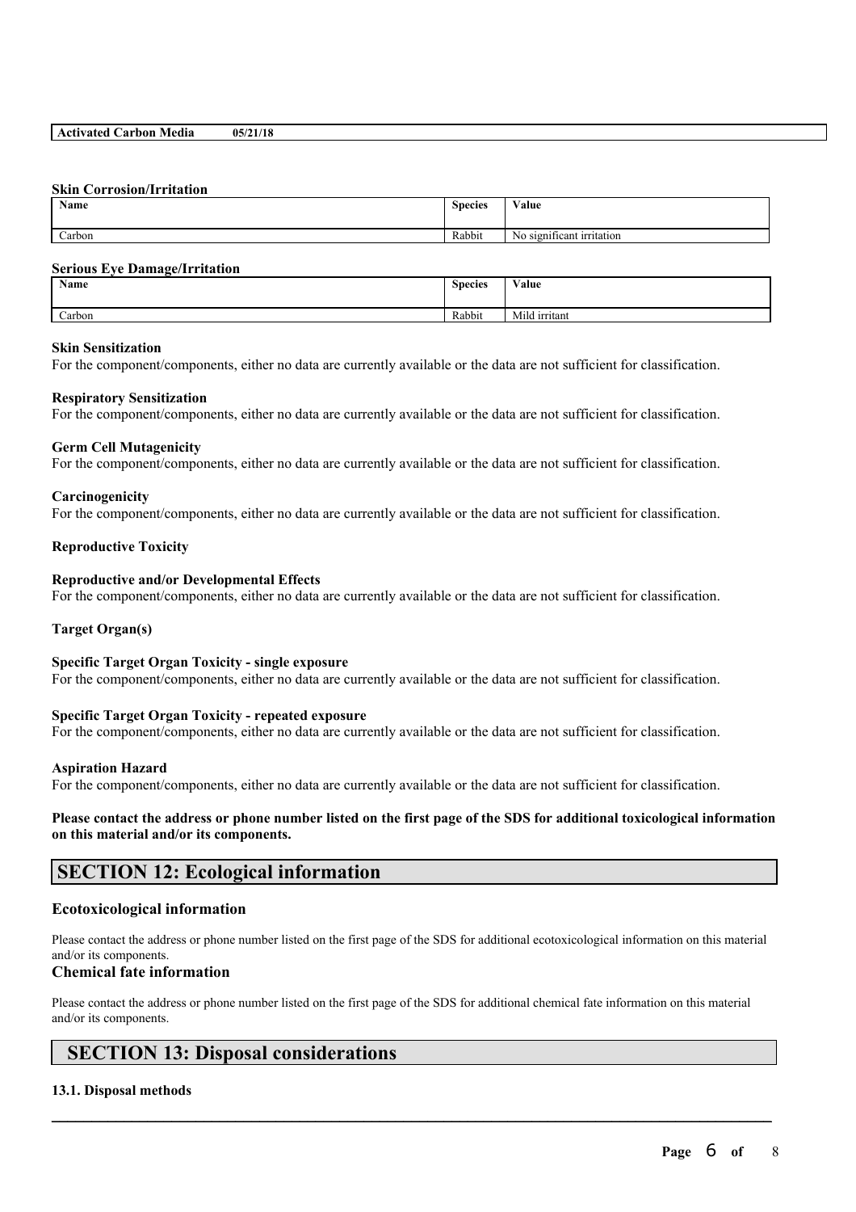### Skin Corrosion/Irritation

| Name | Species | Value |
|---|---|---|
| Carbon | Rabbit | No significant irritation |

### Serious Eye Damage/Irritation

| Name | Species | Value |
|---|---|---|
| Carbon | Rabbit | Mild irritant |

### Skin Sensitization

For the component/components, either no data are currently available or the data are not sufficient for classification.

### Respiratory Sensitization

For the component/components, either no data are currently available or the data are not sufficient for classification.

### Germ Cell Mutagenicity

For the component/components, either no data are currently available or the data are not sufficient for classification.

### Carcinogenicity

For the component/components, either no data are currently available or the data are not sufficient for classification.

### Reproductive Toxicity

### Reproductive and/or Developmental Effects

For the component/components, either no data are currently available or the data are not sufficient for classification.

### Target Organ(s)

### Specific Target Organ Toxicity - single exposure

For the component/components, either no data are currently available or the data are not sufficient for classification.

### Specific Target Organ Toxicity - repeated exposure

For the component/components, either no data are currently available or the data are not sufficient for classification.

### Aspiration Hazard

For the component/components, either no data are currently available or the data are not sufficient for classification.

**Please contact the address or phone number listed on the first page of the SDS for additional toxicological information on this material and/or its components.**

## SECTION 12: Ecological information

### Ecotoxicological information

Please contact the address or phone number listed on the first page of the SDS for additional ecotoxicological information on this material and/or its components.

### Chemical fate information

Please contact the address or phone number listed on the first page of the SDS for additional chemical fate information on this material and/or its components.

## SECTION 13: Disposal considerations

### 13.1. Disposal methods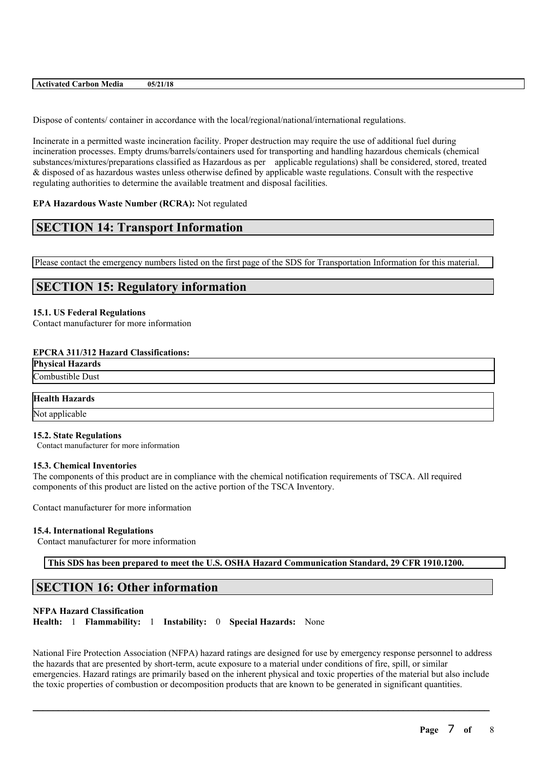Dispose of contents/ container in accordance with the local/regional/national/international regulations.

Incinerate in a permitted waste incineration facility. Proper destruction may require the use of additional fuel during incineration processes. Empty drums/barrels/containers used for transporting and handling hazardous chemicals (chemical substances/mixtures/preparations classified as Hazardous as per applicable regulations) shall be considered, stored, treated & disposed of as hazardous wastes unless otherwise defined by applicable waste regulations. Consult with the respective regulating authorities to determine the available treatment and disposal facilities.

**EPA Hazardous Waste Number (RCRA):** Not regulated

## SECTION 14: Transport Information

Please contact the emergency numbers listed on the first page of the SDS for Transportation Information for this material.

## SECTION 15: Regulatory information

### 15.1. US Federal Regulations

Contact manufacturer for more information

**EPCRA 311/312 Hazard Classifications:**

| Physical Hazards |
|---|
| Combustible Dust |

| Health Hazards |
|---|
| Not applicable |

### 15.2. State Regulations

Contact manufacturer for more information

### 15.3. Chemical Inventories

The components of this product are in compliance with the chemical notification requirements of TSCA. All required components of this product are listed on the active portion of the TSCA Inventory.

Contact manufacturer for more information

### 15.4. International Regulations

Contact manufacturer for more information

**This SDS has been prepared to meet the U.S. OSHA Hazard Communication Standard, 29 CFR 1910.1200.**

## SECTION 16: Other information

**NFPA Hazard Classification**

**Health:** 1 **Flammability:** 1 **Instability:** 0 **Special Hazards:** None

National Fire Protection Association (NFPA) hazard ratings are designed for use by emergency response personnel to address the hazards that are presented by short-term, acute exposure to a material under conditions of fire, spill, or similar emergencies. Hazard ratings are primarily based on the inherent physical and toxic properties of the material but also include the toxic properties of combustion or decomposition products that are known to be generated in significant quantities.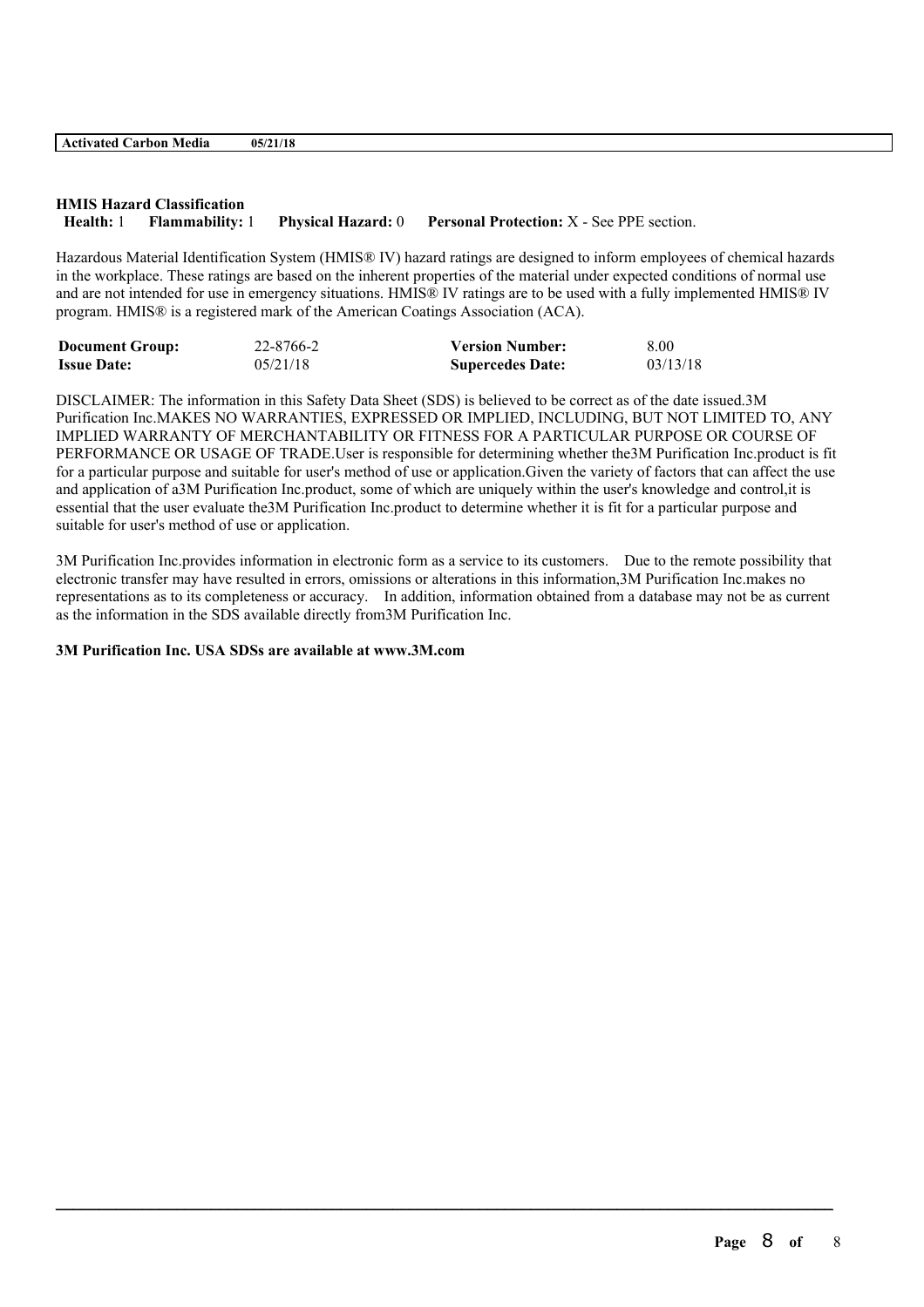**HMIS Hazard Classification**

**Health:** 1 **Flammability:** 1 **Physical Hazard:** 0 **Personal Protection:** X - See PPE section.

Hazardous Material Identification System (HMIS® IV) hazard ratings are designed to inform employees of chemical hazards in the workplace. These ratings are based on the inherent properties of the material under expected conditions of normal use and are not intended for use in emergency situations. HMIS® IV ratings are to be used with a fully implemented HMIS® IV program. HMIS® is a registered mark of the American Coatings Association (ACA).

| | | | |
|---|---|---|---|
| **Document Group:** | 22-8766-2 | **Version Number:** | 8.00 |
| **Issue Date:** | 05/21/18 | **Supercedes Date:** | 03/13/18 |

DISCLAIMER: The information in this Safety Data Sheet (SDS) is believed to be correct as of the date issued.3M Purification Inc.MAKES NO WARRANTIES, EXPRESSED OR IMPLIED, INCLUDING, BUT NOT LIMITED TO, ANY IMPLIED WARRANTY OF MERCHANTABILITY OR FITNESS FOR A PARTICULAR PURPOSE OR COURSE OF PERFORMANCE OR USAGE OF TRADE.User is responsible for determining whether the3M Purification Inc.product is fit for a particular purpose and suitable for user's method of use or application.Given the variety of factors that can affect the use and application of a3M Purification Inc.product, some of which are uniquely within the user's knowledge and control,it is essential that the user evaluate the3M Purification Inc.product to determine whether it is fit for a particular purpose and suitable for user's method of use or application.

3M Purification Inc.provides information in electronic form as a service to its customers. Due to the remote possibility that electronic transfer may have resulted in errors, omissions or alterations in this information,3M Purification Inc.makes no representations as to its completeness or accuracy. In addition, information obtained from a database may not be as current as the information in the SDS available directly from3M Purification Inc.

**3M Purification Inc. USA SDSs are available at www.3M.com**